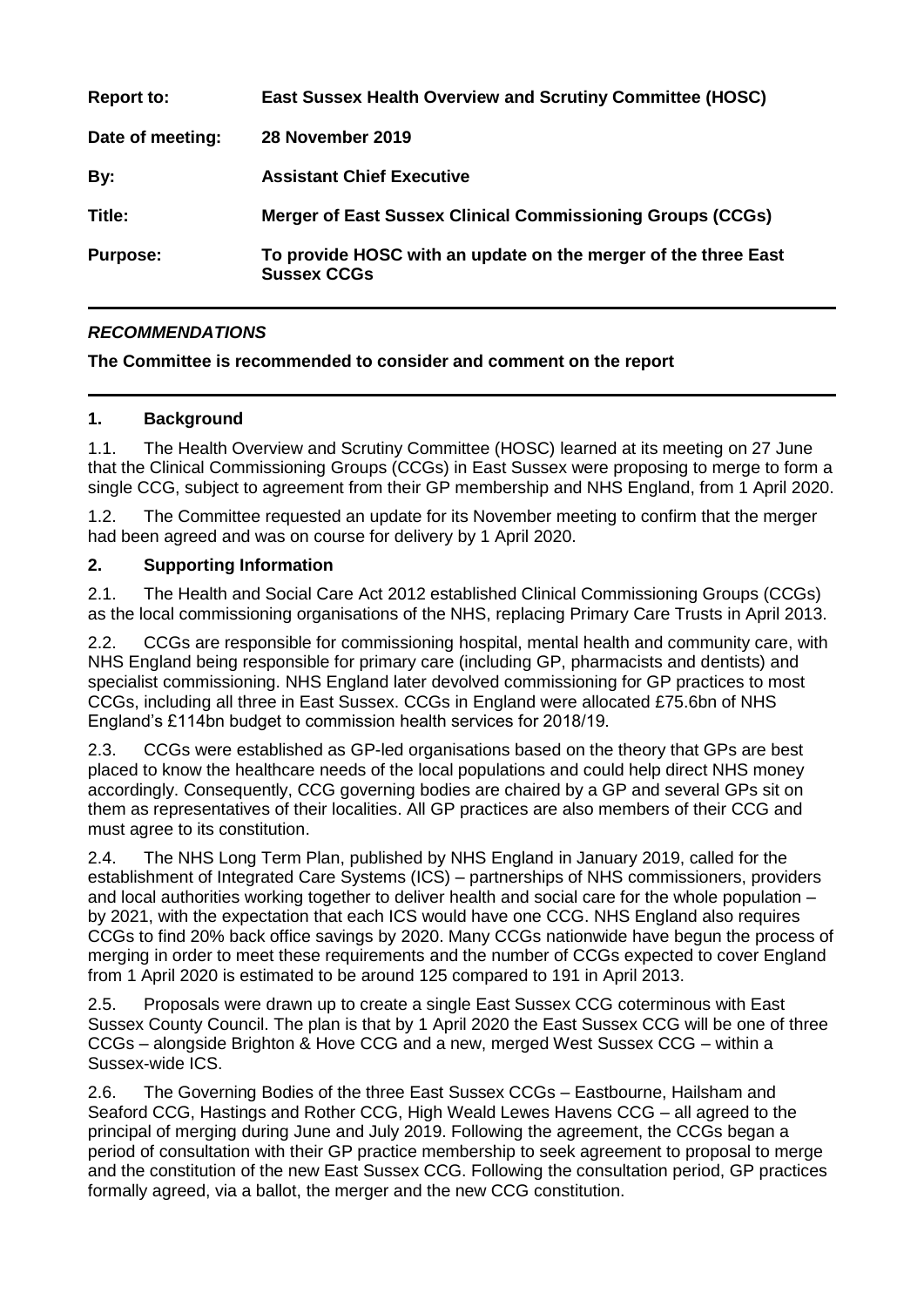| **Report to:** | **East Sussex Health Overview and Scrutiny Committee (HOSC)** |
|---|---|
| **Date of meeting:** | **28 November 2019** |
| **By:** | **Assistant Chief Executive** |
| **Title:** | **Merger of East Sussex Clinical Commissioning Groups (CCGs)** |
| **Purpose:** | **To provide HOSC with an update on the merger of the three East Sussex CCGs** |

---

***RECOMMENDATIONS***

**The Committee is recommended to consider and comment on the report**

---

## 1. Background

1.1. The Health Overview and Scrutiny Committee (HOSC) learned at its meeting on 27 June that the Clinical Commissioning Groups (CCGs) in East Sussex were proposing to merge to form a single CCG, subject to agreement from their GP membership and NHS England, from 1 April 2020.

1.2. The Committee requested an update for its November meeting to confirm that the merger had been agreed and was on course for delivery by 1 April 2020.

## 2. Supporting Information

2.1. The Health and Social Care Act 2012 established Clinical Commissioning Groups (CCGs) as the local commissioning organisations of the NHS, replacing Primary Care Trusts in April 2013.

2.2. CCGs are responsible for commissioning hospital, mental health and community care, with NHS England being responsible for primary care (including GP, pharmacists and dentists) and specialist commissioning. NHS England later devolved commissioning for GP practices to most CCGs, including all three in East Sussex. CCGs in England were allocated £75.6bn of NHS England's £114bn budget to commission health services for 2018/19.

2.3. CCGs were established as GP-led organisations based on the theory that GPs are best placed to know the healthcare needs of the local populations and could help direct NHS money accordingly. Consequently, CCG governing bodies are chaired by a GP and several GPs sit on them as representatives of their localities. All GP practices are also members of their CCG and must agree to its constitution.

2.4. The NHS Long Term Plan, published by NHS England in January 2019, called for the establishment of Integrated Care Systems (ICS) – partnerships of NHS commissioners, providers and local authorities working together to deliver health and social care for the whole population – by 2021, with the expectation that each ICS would have one CCG. NHS England also requires CCGs to find 20% back office savings by 2020. Many CCGs nationwide have begun the process of merging in order to meet these requirements and the number of CCGs expected to cover England from 1 April 2020 is estimated to be around 125 compared to 191 in April 2013.

2.5. Proposals were drawn up to create a single East Sussex CCG coterminous with East Sussex County Council. The plan is that by 1 April 2020 the East Sussex CCG will be one of three CCGs – alongside Brighton & Hove CCG and a new, merged West Sussex CCG – within a Sussex-wide ICS.

2.6. The Governing Bodies of the three East Sussex CCGs – Eastbourne, Hailsham and Seaford CCG, Hastings and Rother CCG, High Weald Lewes Havens CCG – all agreed to the principal of merging during June and July 2019. Following the agreement, the CCGs began a period of consultation with their GP practice membership to seek agreement to proposal to merge and the constitution of the new East Sussex CCG. Following the consultation period, GP practices formally agreed, via a ballot, the merger and the new CCG constitution.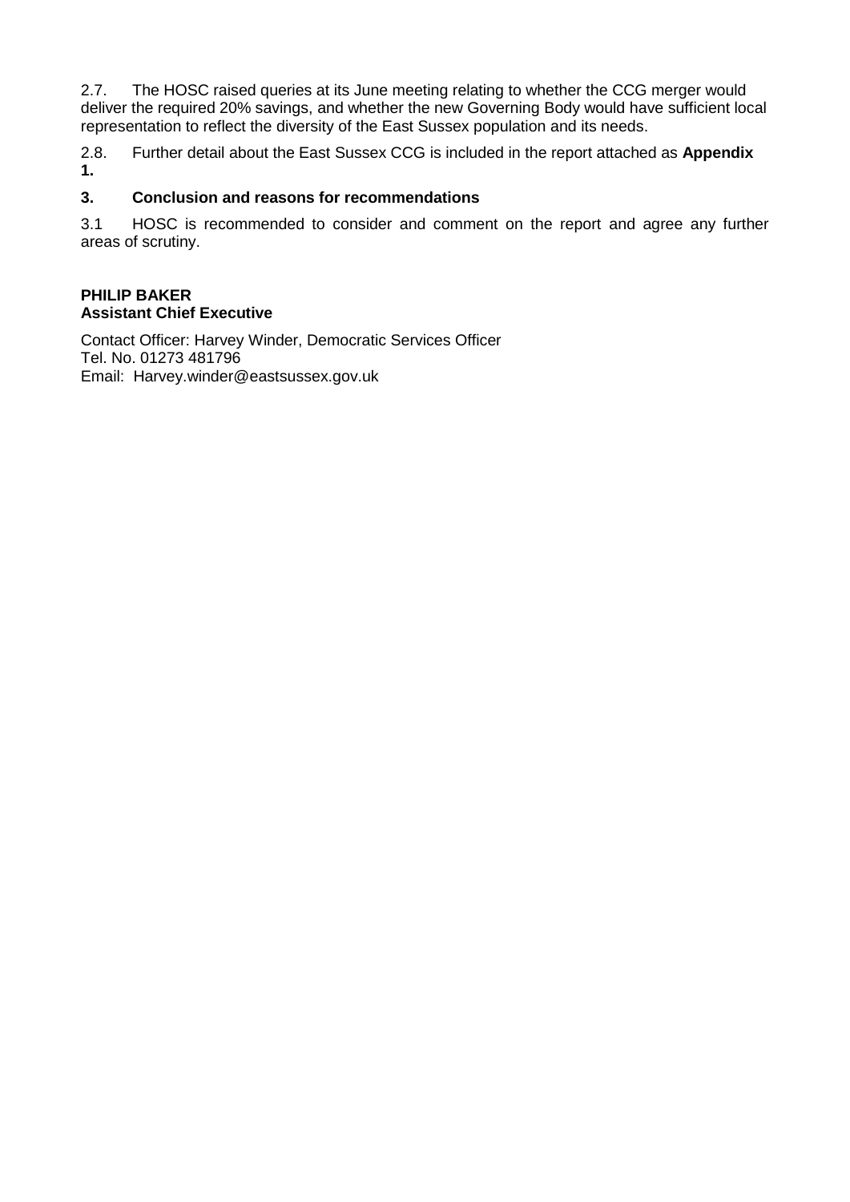2.7. The HOSC raised queries at its June meeting relating to whether the CCG merger would deliver the required 20% savings, and whether the new Governing Body would have sufficient local representation to reflect the diversity of the East Sussex population and its needs.

2.8. Further detail about the East Sussex CCG is included in the report attached as **Appendix 1.**

### 3. Conclusion and reasons for recommendations

3.1 HOSC is recommended to consider and comment on the report and agree any further areas of scrutiny.

**PHILIP BAKER**
**Assistant Chief Executive**

Contact Officer: Harvey Winder, Democratic Services Officer
Tel. No. 01273 481796
Email: Harvey.winder@eastsussex.gov.uk